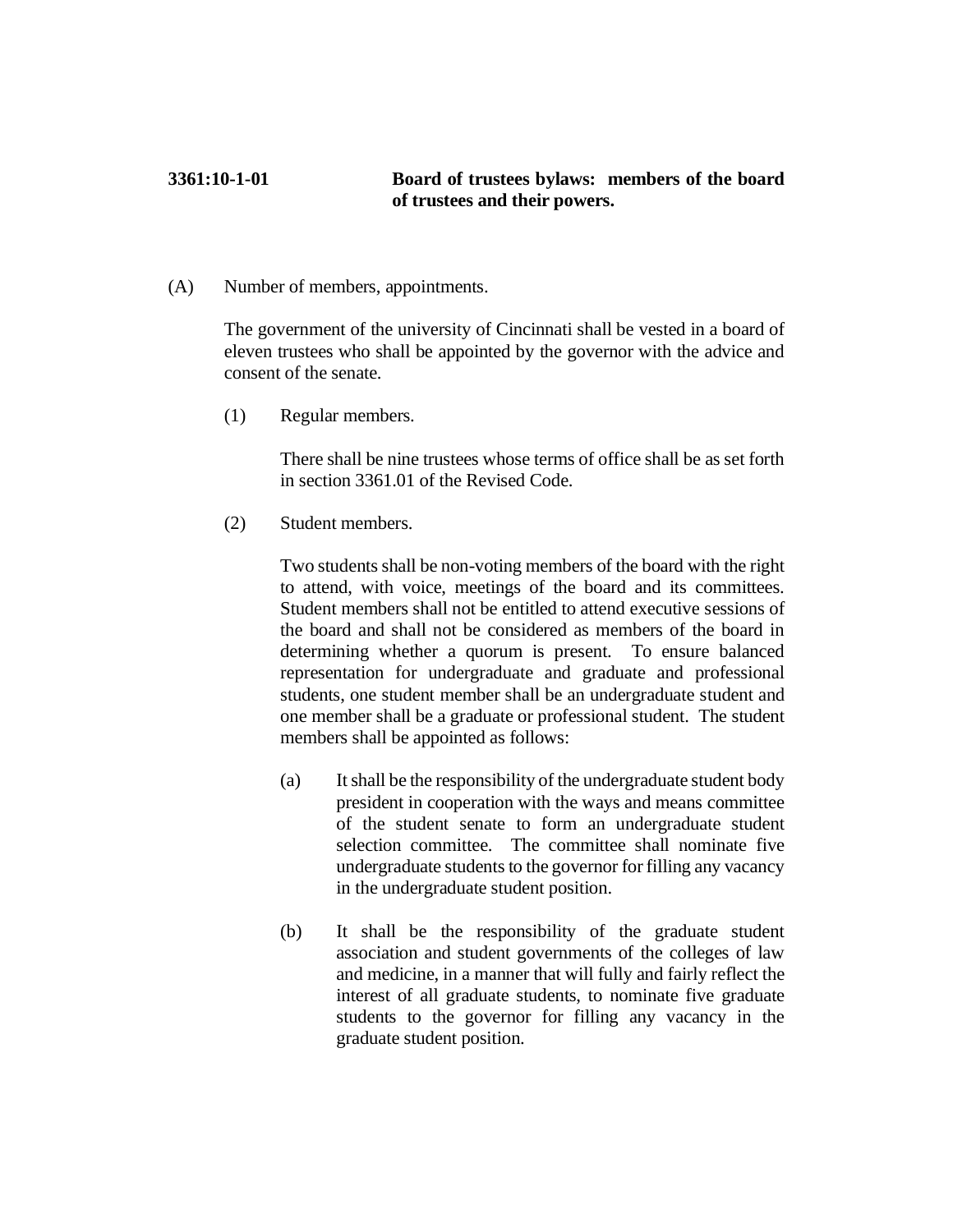# 3361:10-1-01 Board of trustees bylaws: members of the board of trustees and their powers.

(A) Number of members, appointments.

The government of the university of Cincinnati shall be vested in a board of eleven trustees who shall be appointed by the governor with the advice and consent of the senate.

(1) Regular members.

There shall be nine trustees whose terms of office shall be as set forth in section 3361.01 of the Revised Code.

(2) Student members.

Two students shall be non-voting members of the board with the right to attend, with voice, meetings of the board and its committees. Student members shall not be entitled to attend executive sessions of the board and shall not be considered as members of the board in determining whether a quorum is present. To ensure balanced representation for undergraduate and graduate and professional students, one student member shall be an undergraduate student and one member shall be a graduate or professional student. The student members shall be appointed as follows:

(a) It shall be the responsibility of the undergraduate student body president in cooperation with the ways and means committee of the student senate to form an undergraduate student selection committee. The committee shall nominate five undergraduate students to the governor for filling any vacancy in the undergraduate student position.

(b) It shall be the responsibility of the graduate student association and student governments of the colleges of law and medicine, in a manner that will fully and fairly reflect the interest of all graduate students, to nominate five graduate students to the governor for filling any vacancy in the graduate student position.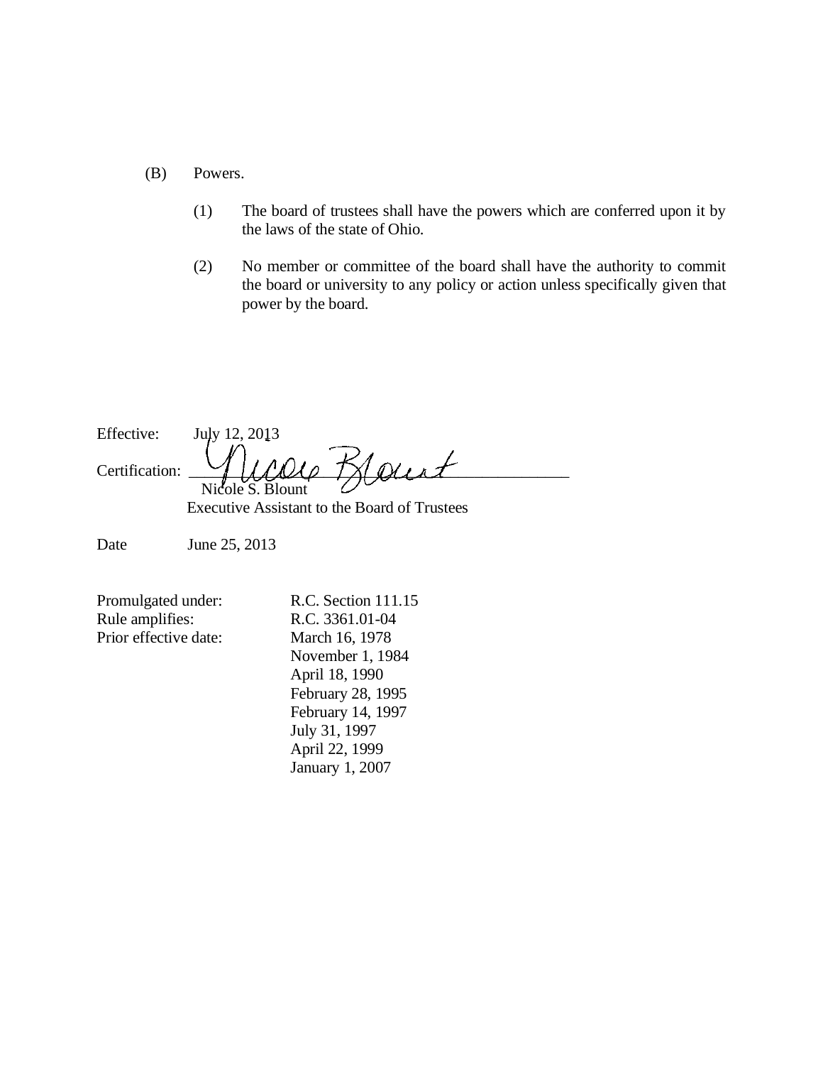(B) Powers.

(1) The board of trustees shall have the powers which are conferred upon it by the laws of the state of Ohio.

(2) No member or committee of the board shall have the authority to commit the board or university to any policy or action unless specifically given that power by the board.

Effective: July 12, 2013

Certification: ______________________________
Nicole S. Blount
Executive Assistant to the Board of Trustees

Date June 25, 2013

| | |
|---|---|
| Promulgated under: | R.C. Section 111.15 |
| Rule amplifies: | R.C. 3361.01-04 |
| Prior effective date: | March 16, 1978 |
| | November 1, 1984 |
| | April 18, 1990 |
| | February 28, 1995 |
| | February 14, 1997 |
| | July 31, 1997 |
| | April 22, 1999 |
| | January 1, 2007 |